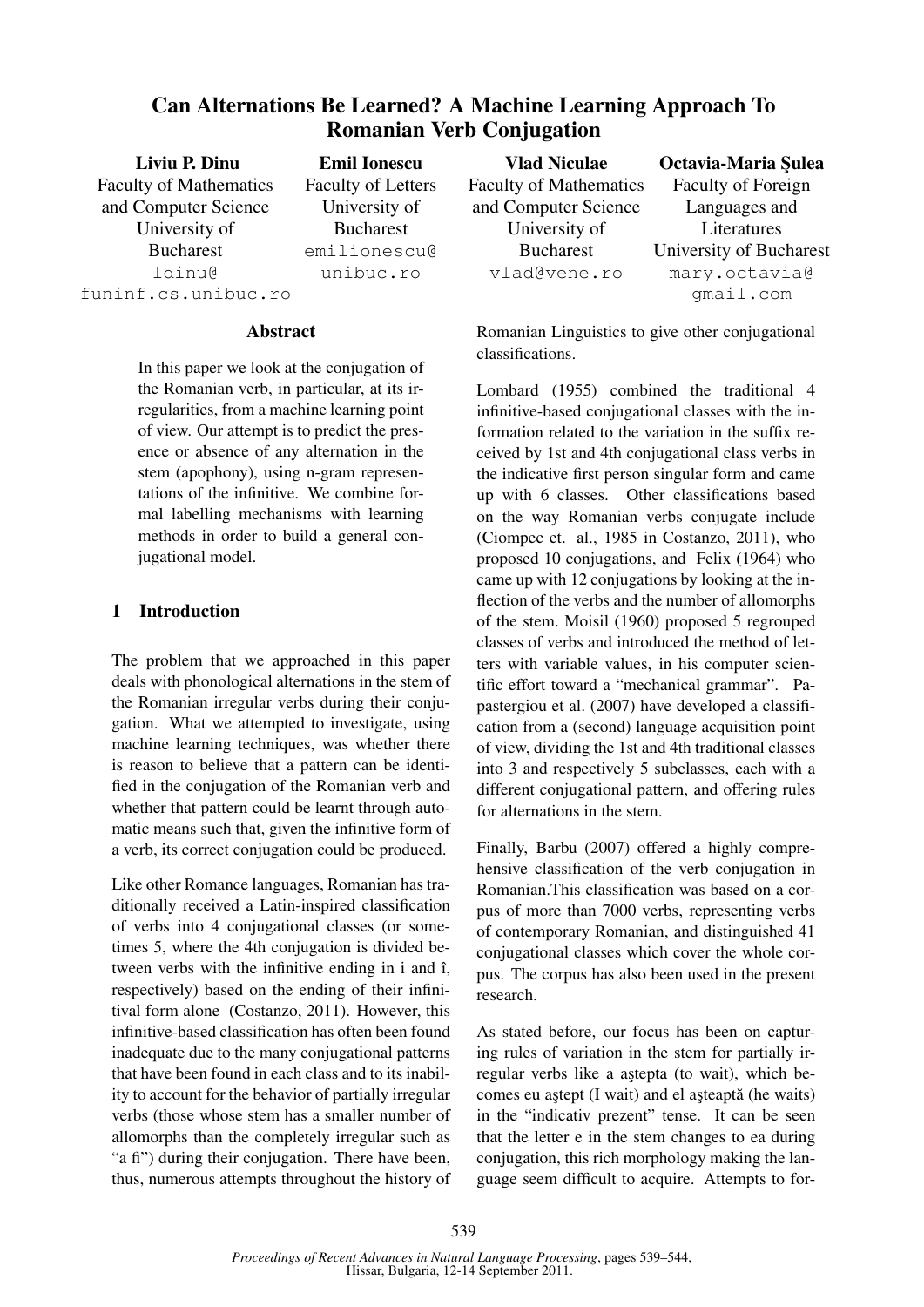# Can Alternations Be Learned? A Machine Learning Approach To Romanian Verb Conjugation

**Liviu P. Dinu**
Faculty of Mathematics and Computer Science
University of Bucharest
ldinu@funinf.cs.unibuc.ro

**Emil Ionescu**
Faculty of Letters
University of Bucharest
emilionescu@unibuc.ro

**Vlad Niculae**
Faculty of Mathematics and Computer Science
University of Bucharest
vlad@vene.ro

**Octavia-Maria Şulea**
Faculty of Foreign Languages and Literatures
University of Bucharest
mary.octavia@gmail.com

## Abstract

In this paper we look at the conjugation of the Romanian verb, in particular, at its irregularities, from a machine learning point of view. Our attempt is to predict the presence or absence of any alternation in the stem (apophony), using n-gram representations of the infinitive. We combine formal labelling mechanisms with learning methods in order to build a general conjugational model.

## 1 Introduction

The problem that we approached in this paper deals with phonological alternations in the stem of the Romanian irregular verbs during their conjugation. What we attempted to investigate, using machine learning techniques, was whether there is reason to believe that a pattern can be identified in the conjugation of the Romanian verb and whether that pattern could be learnt through automatic means such that, given the infinitive form of a verb, its correct conjugation could be produced.

Like other Romance languages, Romanian has traditionally received a Latin-inspired classification of verbs into 4 conjugational classes (or sometimes 5, where the 4th conjugation is divided between verbs with the infinitive ending in i and î, respectively) based on the ending of their infinitival form alone (Costanzo, 2011). However, this infinitive-based classification has often been found inadequate due to the many conjugational patterns that have been found in each class and to its inability to account for the behavior of partially irregular verbs (those whose stem has a smaller number of allomorphs than the completely irregular such as "a fi") during their conjugation. There have been, thus, numerous attempts throughout the history of Romanian Linguistics to give other conjugational classifications.

Lombard (1955) combined the traditional 4 infinitive-based conjugational classes with the information related to the variation in the suffix received by 1st and 4th conjugational class verbs in the indicative first person singular form and came up with 6 classes. Other classifications based on the way Romanian verbs conjugate include (Ciompec et. al., 1985 in Costanzo, 2011), who proposed 10 conjugations, and Felix (1964) who came up with 12 conjugations by looking at the inflection of the verbs and the number of allomorphs of the stem. Moisil (1960) proposed 5 regrouped classes of verbs and introduced the method of letters with variable values, in his computer scientific effort toward a "mechanical grammar". Papastergiou et al. (2007) have developed a classification from a (second) language acquisition point of view, dividing the 1st and 4th traditional classes into 3 and respectively 5 subclasses, each with a different conjugational pattern, and offering rules for alternations in the stem.

Finally, Barbu (2007) offered a highly comprehensive classification of the verb conjugation in Romanian.This classification was based on a corpus of more than 7000 verbs, representing verbs of contemporary Romanian, and distinguished 41 conjugational classes which cover the whole corpus. The corpus has also been used in the present research.

As stated before, our focus has been on capturing rules of variation in the stem for partially irregular verbs like a aştepta (to wait), which becomes eu aştept (I wait) and el aşteaptă (he waits) in the "indicativ prezent" tense. It can be seen that the letter e in the stem changes to ea during conjugation, this rich morphology making the language seem difficult to acquire. Attempts to for-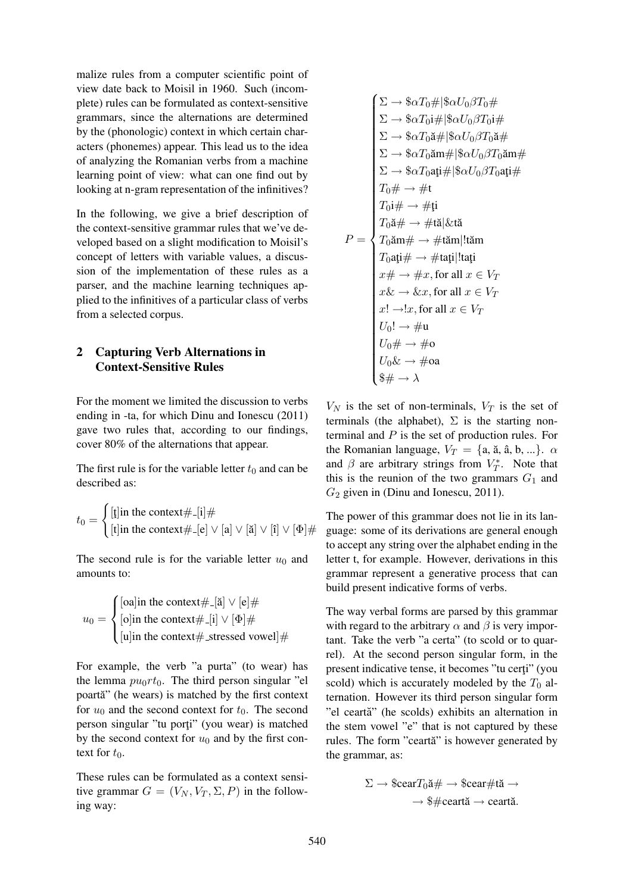malize rules from a computer scientific point of view date back to Moisil in 1960. Such (incomplete) rules can be formulated as context-sensitive grammars, since the alternations are determined by the (phonologic) context in which certain characters (phonemes) appear. This lead us to the idea of analyzing the Romanian verbs from a machine learning point of view: what can one find out by looking at n-gram representation of the infinitives?

In the following, we give a brief description of the context-sensitive grammar rules that we've developed based on a slight modification to Moisil's concept of letters with variable values, a discussion of the implementation of these rules as a parser, and the machine learning techniques applied to the infinitives of a particular class of verbs from a selected corpus.

## 2 Capturing Verb Alternations in Context-Sensitive Rules

For the moment we limited the discussion to verbs ending in -ta, for which Dinu and Ionescu (2011) gave two rules that, according to our findings, cover 80% of the alternations that appear.

The first rule is for the variable letter $t_0$ and can be described as:

$$t_0 = \begin{cases} \text{[ţ]in the context}\#\_\text{[i]}\# \\ \text{[t]in the context}\#\_\text{[e]} \vee \text{[a]} \vee \text{[ă]} \vee \text{[î]} \vee [\Phi]\# \end{cases}$$

The second rule is for the variable letter $u_0$ and amounts to:

$$u_0 = \begin{cases} \text{[oa]in the context}\#\_\text{[ă]} \vee \text{[e]}\# \\ \text{[o]in the context}\#\_\text{[i]} \vee [\Phi]\# \\ \text{[u]in the context}\#\_\text{stressed vowel]}\# \end{cases}$$

For example, the verb "a purta" (to wear) has the lemma $pu_0rt_0$. The third person singular "el poartă" (he wears) is matched by the first context for $u_0$ and the second context for $t_0$. The second person singular "tu porţi" (you wear) is matched by the second context for $u_0$ and by the first context for $t_0$.

These rules can be formulated as a context sensitive grammar $G = (V_N, V_T, \Sigma, P)$ in the following way:

$$P = \begin{cases} \Sigma \to \$\alpha T_0\#|\$\alpha U_0\beta T_0\# \\ \Sigma \to \$\alpha T_0\text{i}\#|\$\alpha U_0\beta T_0\text{i}\# \\ \Sigma \to \$\alpha T_0\text{ă}\#|\$\alpha U_0\beta T_0\text{ă}\# \\ \Sigma \to \$\alpha T_0\text{ăm}\#|\$\alpha U_0\beta T_0\text{ăm}\# \\ \Sigma \to \$\alpha T_0\text{aţi}\#|\$\alpha U_0\beta T_0\text{aţi}\# \\ T_0\# \to \#\text{t} \\ T_0\text{i}\# \to \#\text{ţi} \\ T_0\text{ă}\# \to \#\text{tă}|\&\text{tă} \\ T_0\text{ăm}\# \to \#\text{tăm}|!\text{tăm} \\ T_0\text{aţi}\# \to \#\text{taţi}|!\text{taţi} \\ x\# \to \#x, \text{for all } x \in V_T \\ x\& \to \&x, \text{for all } x \in V_T \\ x! \to !x, \text{for all } x \in V_T \\ U_0! \to \#\text{u} \\ U_0\# \to \#\text{o} \\ U_0\& \to \#\text{oa} \\ \$\# \to \lambda \end{cases}$$

$V_N$ is the set of non-terminals, $V_T$ is the set of terminals (the alphabet), $\Sigma$ is the starting non-terminal and $P$ is the set of production rules. For the Romanian language, $V_T = \{\text{a, ă, â, b, ...}\}$. $\alpha$ and $\beta$ are arbitrary strings from $V_T^*$. Note that this is the reunion of the two grammars $G_1$ and $G_2$ given in (Dinu and Ionescu, 2011).

The power of this grammar does not lie in its language: some of its derivations are general enough to accept any string over the alphabet ending in the letter t, for example. However, derivations in this grammar represent a generative process that can build present indicative forms of verbs.

The way verbal forms are parsed by this grammar with regard to the arbitrary $\alpha$ and $\beta$ is very important. Take the verb "a certa" (to scold or to quarrel). At the second person singular form, in the present indicative tense, it becomes "tu cerţi" (you scold) which is accurately modeled by the $T_0$ alternation. However its third person singular form "el ceartă" (he scolds) exhibits an alternation in the stem vowel "e" that is not captured by these rules. The form "ceartă" is however generated by the grammar, as:

$$\Sigma \to \$\text{cear}T_0\text{ă}\# \to \$\text{cear}\#\text{tă} \to \\ \to \$\#\text{ceartă} \to \text{ceartă}.$$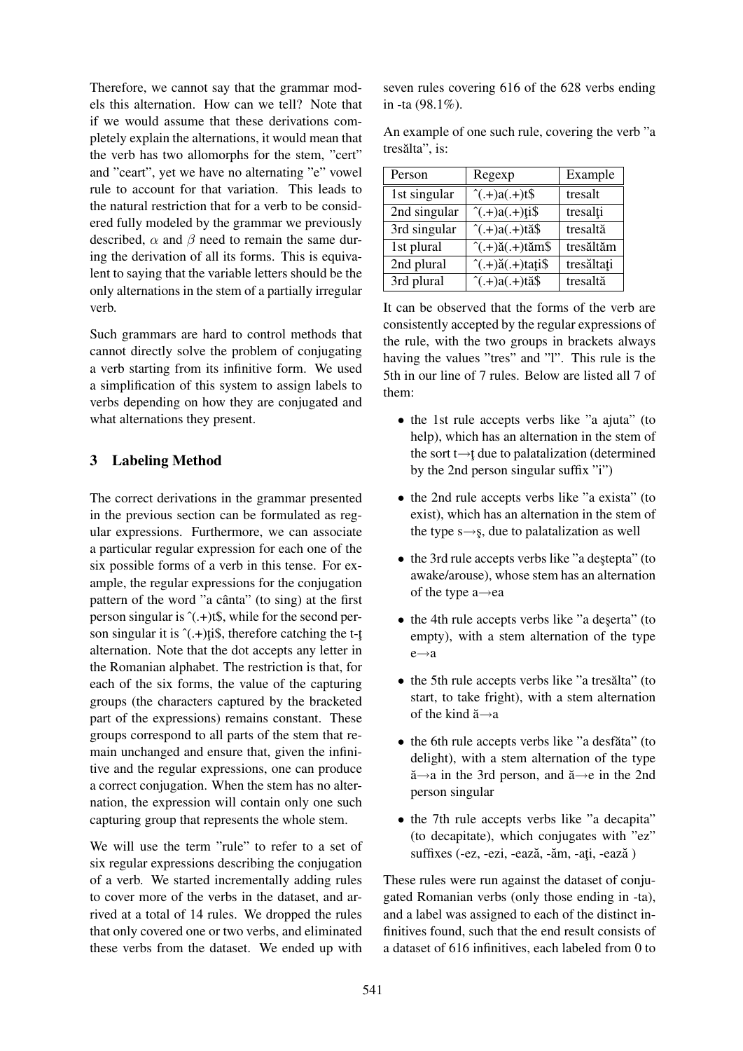Therefore, we cannot say that the grammar models this alternation. How can we tell? Note that if we would assume that these derivations completely explain the alternations, it would mean that the verb has two allomorphs for the stem, "cert" and "ceart", yet we have no alternating "e" vowel rule to account for that variation. This leads to the natural restriction that for a verb to be considered fully modeled by the grammar we previously described, $\alpha$ and $\beta$ need to remain the same during the derivation of all its forms. This is equivalent to saying that the variable letters should be the only alternations in the stem of a partially irregular verb.

Such grammars are hard to control methods that cannot directly solve the problem of conjugating a verb starting from its infinitive form. We used a simplification of this system to assign labels to verbs depending on how they are conjugated and what alternations they present.

## 3 Labeling Method

The correct derivations in the grammar presented in the previous section can be formulated as regular expressions. Furthermore, we can associate a particular regular expression for each one of the six possible forms of a verb in this tense. For example, the regular expressions for the conjugation pattern of the word "a cânta" (to sing) at the first person singular is ˆ(.+)t$, while for the second person singular it is ˆ(.+)ţi$, therefore catching the t-ţ alternation. Note that the dot accepts any letter in the Romanian alphabet. The restriction is that, for each of the six forms, the value of the capturing groups (the characters captured by the bracketed part of the expressions) remains constant. These groups correspond to all parts of the stem that remain unchanged and ensure that, given the infinitive and the regular expressions, one can produce a correct conjugation. When the stem has no alternation, the expression will contain only one such capturing group that represents the whole stem.

We will use the term "rule" to refer to a set of six regular expressions describing the conjugation of a verb. We started incrementally adding rules to cover more of the verbs in the dataset, and arrived at a total of 14 rules. We dropped the rules that only covered one or two verbs, and eliminated these verbs from the dataset. We ended up with seven rules covering 616 of the 628 verbs ending in -ta (98.1%).

An example of one such rule, covering the verb "a tresălta", is:

| Person | Regexp | Example |
|---|---|---|
| 1st singular | ˆ(.+)a(.+)t$ | tresalt |
| 2nd singular | ˆ(.+)a(.+)ţi$ | tresalţi |
| 3rd singular | ˆ(.+)a(.+)tă$ | tresaltă |
| 1st plural | ˆ(.+)ă(.+)tăm$ | tresăltăm |
| 2nd plural | ˆ(.+)ă(.+)taţi$ | tresăltaţi |
| 3rd plural | ˆ(.+)a(.+)tă$ | tresaltă |

It can be observed that the forms of the verb are consistently accepted by the regular expressions of the rule, with the two groups in brackets always having the values "tres" and "l". This rule is the 5th in our line of 7 rules. Below are listed all 7 of them:

- the 1st rule accepts verbs like "a ajuta" (to help), which has an alternation in the stem of the sort t→ţ due to palatalization (determined by the 2nd person singular suffix "i")
- the 2nd rule accepts verbs like "a exista" (to exist), which has an alternation in the stem of the type s→ş, due to palatalization as well
- the 3rd rule accepts verbs like "a deştepta" (to awake/arouse), whose stem has an alternation of the type a→ea
- the 4th rule accepts verbs like "a deşerta" (to empty), with a stem alternation of the type e→a
- the 5th rule accepts verbs like "a tresălta" (to start, to take fright), with a stem alternation of the kind ă→a
- the 6th rule accepts verbs like "a desfăta" (to delight), with a stem alternation of the type ă→a in the 3rd person, and ă→e in the 2nd person singular
- the 7th rule accepts verbs like "a decapita" (to decapitate), which conjugates with "ez" suffixes (-ez, -ezi, -ează, -ăm, -aţi, -ează )

These rules were run against the dataset of conjugated Romanian verbs (only those ending in -ta), and a label was assigned to each of the distinct infinitives found, such that the end result consists of a dataset of 616 infinitives, each labeled from 0 to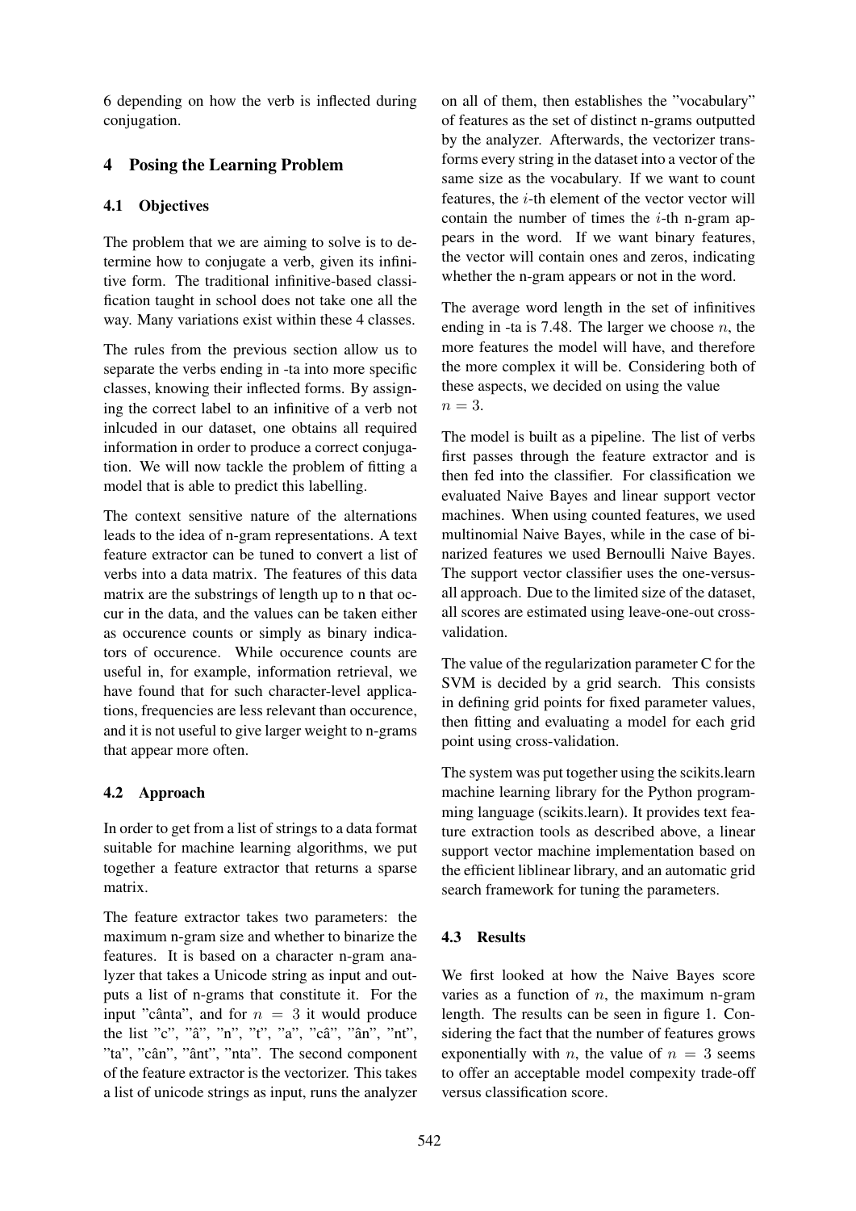6 depending on how the verb is inflected during conjugation.

## 4 Posing the Learning Problem

### 4.1 Objectives

The problem that we are aiming to solve is to determine how to conjugate a verb, given its infinitive form. The traditional infinitive-based classification taught in school does not take one all the way. Many variations exist within these 4 classes.

The rules from the previous section allow us to separate the verbs ending in -ta into more specific classes, knowing their inflected forms. By assigning the correct label to an infinitive of a verb not inlcuded in our dataset, one obtains all required information in order to produce a correct conjugation. We will now tackle the problem of fitting a model that is able to predict this labelling.

The context sensitive nature of the alternations leads to the idea of n-gram representations. A text feature extractor can be tuned to convert a list of verbs into a data matrix. The features of this data matrix are the substrings of length up to n that occur in the data, and the values can be taken either as occurence counts or simply as binary indicators of occurence. While occurence counts are useful in, for example, information retrieval, we have found that for such character-level applications, frequencies are less relevant than occurence, and it is not useful to give larger weight to n-grams that appear more often.

### 4.2 Approach

In order to get from a list of strings to a data format suitable for machine learning algorithms, we put together a feature extractor that returns a sparse matrix.

The feature extractor takes two parameters: the maximum n-gram size and whether to binarize the features. It is based on a character n-gram analyzer that takes a Unicode string as input and outputs a list of n-grams that constitute it. For the input "cânta", and for $n = 3$ it would produce the list "c", "â", "n", "t", "a", "câ", "ân", "nt", "ta", "cân", "ânt", "nta". The second component of the feature extractor is the vectorizer. This takes a list of unicode strings as input, runs the analyzer on all of them, then establishes the "vocabulary" of features as the set of distinct n-grams outputted by the analyzer. Afterwards, the vectorizer transforms every string in the dataset into a vector of the same size as the vocabulary. If we want to count features, the $i$-th element of the vector vector will contain the number of times the $i$-th n-gram appears in the word. If we want binary features, the vector will contain ones and zeros, indicating whether the n-gram appears or not in the word.

The average word length in the set of infinitives ending in -ta is 7.48. The larger we choose $n$, the more features the model will have, and therefore the more complex it will be. Considering both of these aspects, we decided on using the value $n = 3$.

The model is built as a pipeline. The list of verbs first passes through the feature extractor and is then fed into the classifier. For classification we evaluated Naive Bayes and linear support vector machines. When using counted features, we used multinomial Naive Bayes, while in the case of binarized features we used Bernoulli Naive Bayes. The support vector classifier uses the one-versus-all approach. Due to the limited size of the dataset, all scores are estimated using leave-one-out cross-validation.

The value of the regularization parameter C for the SVM is decided by a grid search. This consists in defining grid points for fixed parameter values, then fitting and evaluating a model for each grid point using cross-validation.

The system was put together using the scikits.learn machine learning library for the Python programming language (scikits.learn). It provides text feature extraction tools as described above, a linear support vector machine implementation based on the efficient liblinear library, and an automatic grid search framework for tuning the parameters.

### 4.3 Results

We first looked at how the Naive Bayes score varies as a function of $n$, the maximum n-gram length. The results can be seen in figure 1. Considering the fact that the number of features grows exponentially with $n$, the value of $n = 3$ seems to offer an acceptable model compexity trade-off versus classification score.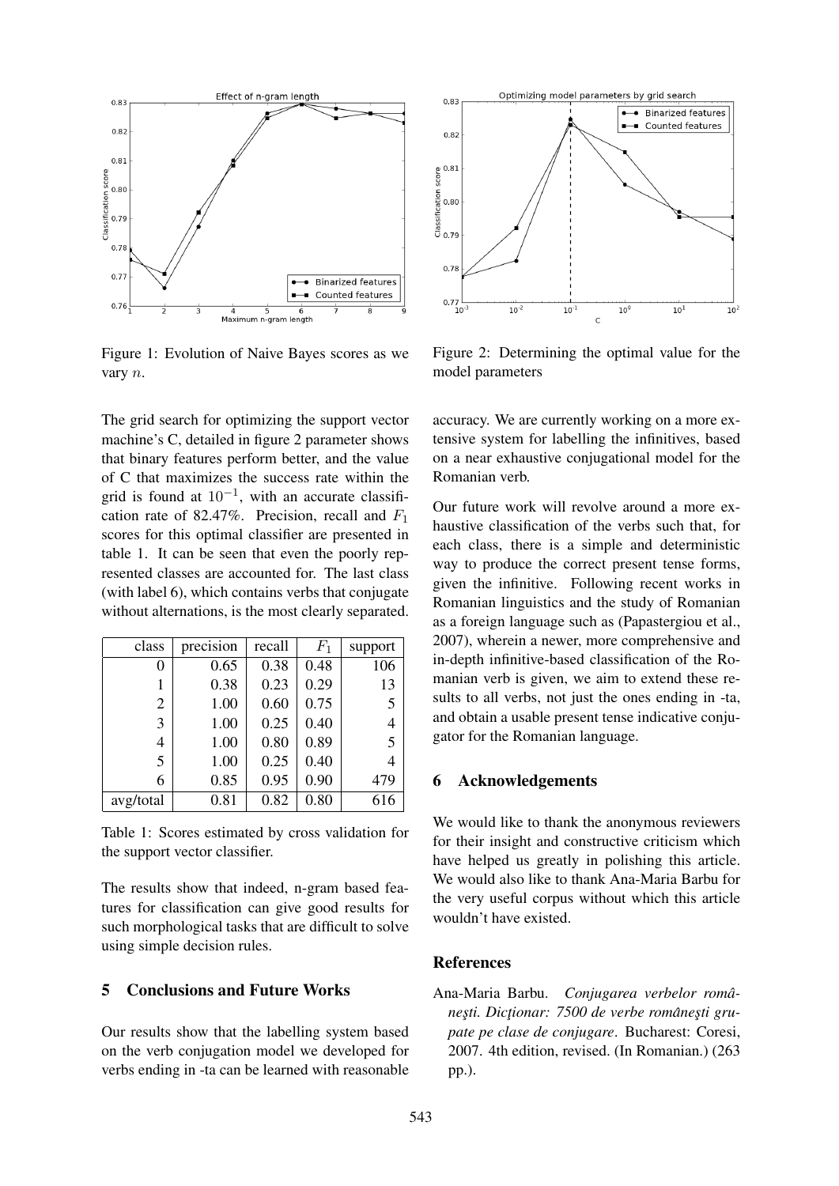Figure 1: Evolution of Naive Bayes scores as we vary $n$.

Figure 2: Determining the optimal value for the model parameters

The grid search for optimizing the support vector machine's C, detailed in figure 2 parameter shows that binary features perform better, and the value of C that maximizes the success rate within the grid is found at $10^{-1}$, with an accurate classification rate of 82.47%. Precision, recall and $F_1$ scores for this optimal classifier are presented in table 1. It can be seen that even the poorly represented classes are accounted for. The last class (with label 6), which contains verbs that conjugate without alternations, is the most clearly separated.

| class | precision | recall | $F_1$ | support |
|---|---|---|---|---|
| 0 | 0.65 | 0.38 | 0.48 | 106 |
| 1 | 0.38 | 0.23 | 0.29 | 13 |
| 2 | 1.00 | 0.60 | 0.75 | 5 |
| 3 | 1.00 | 0.25 | 0.40 | 4 |
| 4 | 1.00 | 0.80 | 0.89 | 5 |
| 5 | 1.00 | 0.25 | 0.40 | 4 |
| 6 | 0.85 | 0.95 | 0.90 | 479 |
| avg/total | 0.81 | 0.82 | 0.80 | 616 |

Table 1: Scores estimated by cross validation for the support vector classifier.

The results show that indeed, n-gram based features for classification can give good results for such morphological tasks that are difficult to solve using simple decision rules.

## 5 Conclusions and Future Works

Our results show that the labelling system based on the verb conjugation model we developed for verbs ending in -ta can be learned with reasonable accuracy. We are currently working on a more extensive system for labelling the infinitives, based on a near exhaustive conjugational model for the Romanian verb.

Our future work will revolve around a more exhaustive classification of the verbs such that, for each class, there is a simple and deterministic way to produce the correct present tense forms, given the infinitive. Following recent works in Romanian linguistics and the study of Romanian as a foreign language such as (Papastergiou et al., 2007), wherein a newer, more comprehensive and in-depth infinitive-based classification of the Romanian verb is given, we aim to extend these results to all verbs, not just the ones ending in -ta, and obtain a usable present tense indicative conjugator for the Romanian language.

## 6 Acknowledgements

We would like to thank the anonymous reviewers for their insight and constructive criticism which have helped us greatly in polishing this article. We would also like to thank Ana-Maria Barbu for the very useful corpus without which this article wouldn't have existed.

## References

Ana-Maria Barbu. *Conjugarea verbelor românești. Dicționar: 7500 de verbe românești grupate pe clase de conjugare*. Bucharest: Coresi, 2007. 4th edition, revised. (In Romanian.) (263 pp.).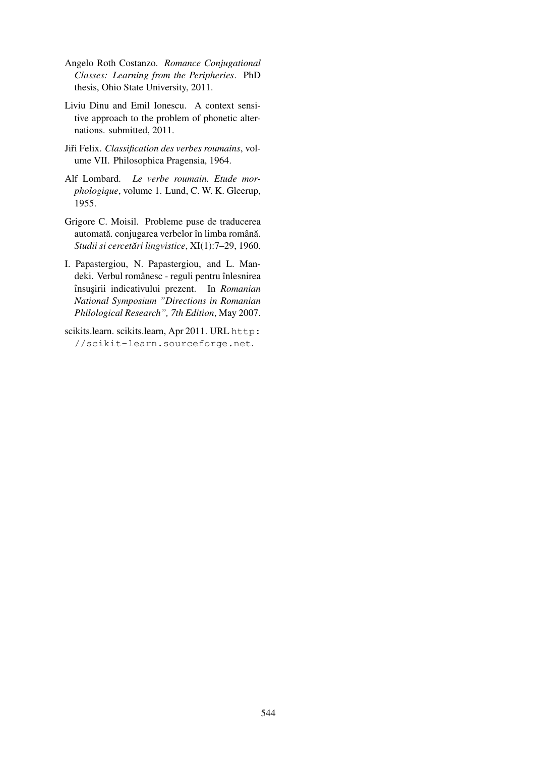Angelo Roth Costanzo. *Romance Conjugational Classes: Learning from the Peripheries*. PhD thesis, Ohio State University, 2011.

Liviu Dinu and Emil Ionescu. A context sensitive approach to the problem of phonetic alternations. submitted, 2011.

Jiři Felix. *Classification des verbes roumains*, volume VII. Philosophica Pragensia, 1964.

Alf Lombard. *Le verbe roumain. Etude morphologique*, volume 1. Lund, C. W. K. Gleerup, 1955.

Grigore C. Moisil. Probleme puse de traducerea automată. conjugarea verbelor în limba română. *Studii si cercetări lingvistice*, XI(1):7–29, 1960.

I. Papastergiou, N. Papastergiou, and L. Mandeki. Verbul românesc - reguli pentru înlesnirea însuşirii indicativului prezent. In *Romanian National Symposium "Directions in Romanian Philological Research", 7th Edition*, May 2007.

scikits.learn. scikits.learn, Apr 2011. URL http://scikit-learn.sourceforge.net.